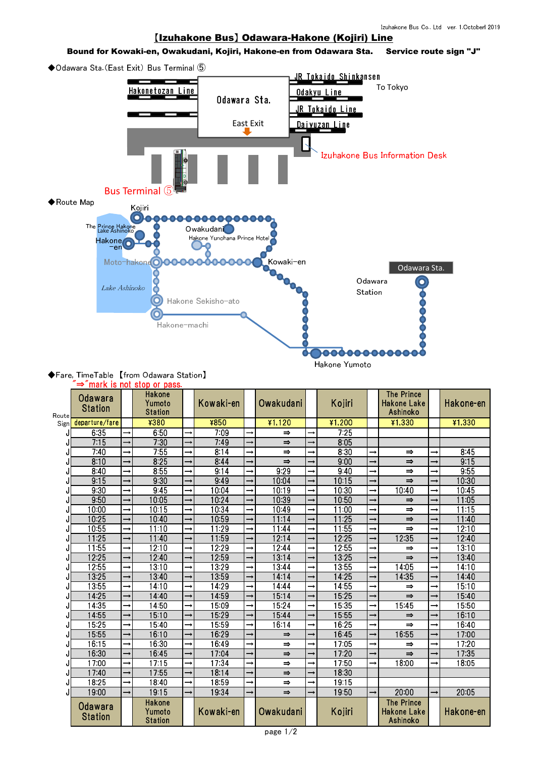Izuhakone Bus Co., Ltd ver. 1.Octoberl 2019

# 【Izuhakone Bus】Odawara-Hakone (Kojiri) Line

**Bound for Kowaki-en, Owakudani, Kojiri, Hakone-en from Odawara Sta. Service route sign "J"**

◆Odawara Sta.(East Exit) Bus Terminal ⑤

Hakonetozan Line
Odawara Sta.
East Exit
JR Tokaido Shinkansen
Odakyu Line
JR Tokaido Line
Daiyuzan Line
To Tokyo
Izuhakone Bus Information Desk
Bus Terminal ⑤

◆Route Map

Kojiri
The Prince Hakone Lake Ashinoko
Hakone-en
Owakudani
Hakone Yunohana Prince Hotel
Moto-hakone
Kowaki-en
Lake Ashinoko
Hakone Sekisho-ato
Hakone-machi
Odawara Sta.
Odawara Station
Hakone Yumoto

◆Fare, TimeTable 【from Odawara Station】

"⇒"mark is not stop or pass.

| Route Sign | Odawara Station | | Hakone Yumoto Station | | Kowaki-en | | Owakudani | | Kojiri | | The Prince Hakone Lake Ashinoko | | Hakone-en |
|---|---|---|---|---|---|---|---|---|---|---|---|---|---|
| | departure/fare | | ¥380 | | ¥850 | | ¥1,120 | | ¥1,200 | | ¥1,330 | | ¥1,330 |
| J | 6:35 | → | 6:50 | → | 7:09 | → | ⇒ | → | 7:25 | | | | |
| J | 7:15 | → | 7:30 | → | 7:49 | → | ⇒ | → | 8:05 | | | | |
| J | 7:40 | → | 7:55 | → | 8:14 | → | ⇒ | → | 8:30 | → | ⇒ | → | 8:45 |
| J | 8:10 | → | 8:25 | → | 8:44 | → | ⇒ | → | 9:00 | → | ⇒ | → | 9:15 |
| J | 8:40 | → | 8:55 | → | 9:14 | → | 9:29 | → | 9:40 | → | ⇒ | → | 9:55 |
| J | 9:15 | → | 9:30 | → | 9:49 | → | 10:04 | → | 10:15 | → | ⇒ | → | 10:30 |
| J | 9:30 | → | 9:45 | → | 10:04 | → | 10:19 | → | 10:30 | → | 10:40 | → | 10:45 |
| J | 9:50 | → | 10:05 | → | 10:24 | → | 10:39 | → | 10:50 | → | ⇒ | → | 11:05 |
| J | 10:00 | → | 10:15 | → | 10:34 | → | 10:49 | → | 11:00 | → | ⇒ | → | 11:15 |
| J | 10:25 | → | 10:40 | → | 10:59 | → | 11:14 | → | 11:25 | → | ⇒ | → | 11:40 |
| J | 10:55 | → | 11:10 | → | 11:29 | → | 11:44 | → | 11:55 | → | ⇒ | → | 12:10 |
| J | 11:25 | → | 11:40 | → | 11:59 | → | 12:14 | → | 12:25 | → | 12:35 | → | 12:40 |
| J | 11:55 | → | 12:10 | → | 12:29 | → | 12:44 | → | 12:55 | → | ⇒ | → | 13:10 |
| J | 12:25 | → | 12:40 | → | 12:59 | → | 13:14 | → | 13:25 | → | ⇒ | → | 13:40 |
| J | 12:55 | → | 13:10 | → | 13:29 | → | 13:44 | → | 13:55 | → | 14:05 | → | 14:10 |
| J | 13:25 | → | 13:40 | → | 13:59 | → | 14:14 | → | 14:25 | → | 14:35 | → | 14:40 |
| J | 13:55 | → | 14:10 | → | 14:29 | → | 14:44 | → | 14:55 | → | ⇒ | → | 15:10 |
| J | 14:25 | → | 14:40 | → | 14:59 | → | 15:14 | → | 15:25 | → | ⇒ | → | 15:40 |
| J | 14:35 | → | 14:50 | → | 15:09 | → | 15:24 | → | 15:35 | → | 15:45 | → | 15:50 |
| J | 14:55 | → | 15:10 | → | 15:29 | → | 15:44 | → | 15:55 | → | ⇒ | → | 16:10 |
| J | 15:25 | → | 15:40 | → | 15:59 | → | 16:14 | → | 16:25 | → | ⇒ | → | 16:40 |
| J | 15:55 | → | 16:10 | → | 16:29 | → | ⇒ | → | 16:45 | → | 16:55 | → | 17:00 |
| J | 16:15 | → | 16:30 | → | 16:49 | → | ⇒ | → | 17:05 | → | ⇒ | → | 17:20 |
| J | 16:30 | → | 16:45 | → | 17:04 | → | ⇒ | → | 17:20 | → | ⇒ | → | 17:35 |
| J | 17:00 | → | 17:15 | → | 17:34 | → | ⇒ | → | 17:50 | → | 18:00 | → | 18:05 |
| J | 17:40 | → | 17:55 | → | 18:14 | → | ⇒ | → | 18:30 | | | | |
| J | 18:25 | → | 18:40 | → | 18:59 | → | ⇒ | → | 19:15 | | | | |
| J | 19:00 | → | 19:15 | → | 19:34 | → | ⇒ | → | 19:50 | → | 20:00 | → | 20:05 |
| | Odawara Station | | Hakone Yumoto Station | | Kowaki-en | | Owakudani | | Kojiri | | The Prince Hakone Lake Ashinoko | | Hakone-en |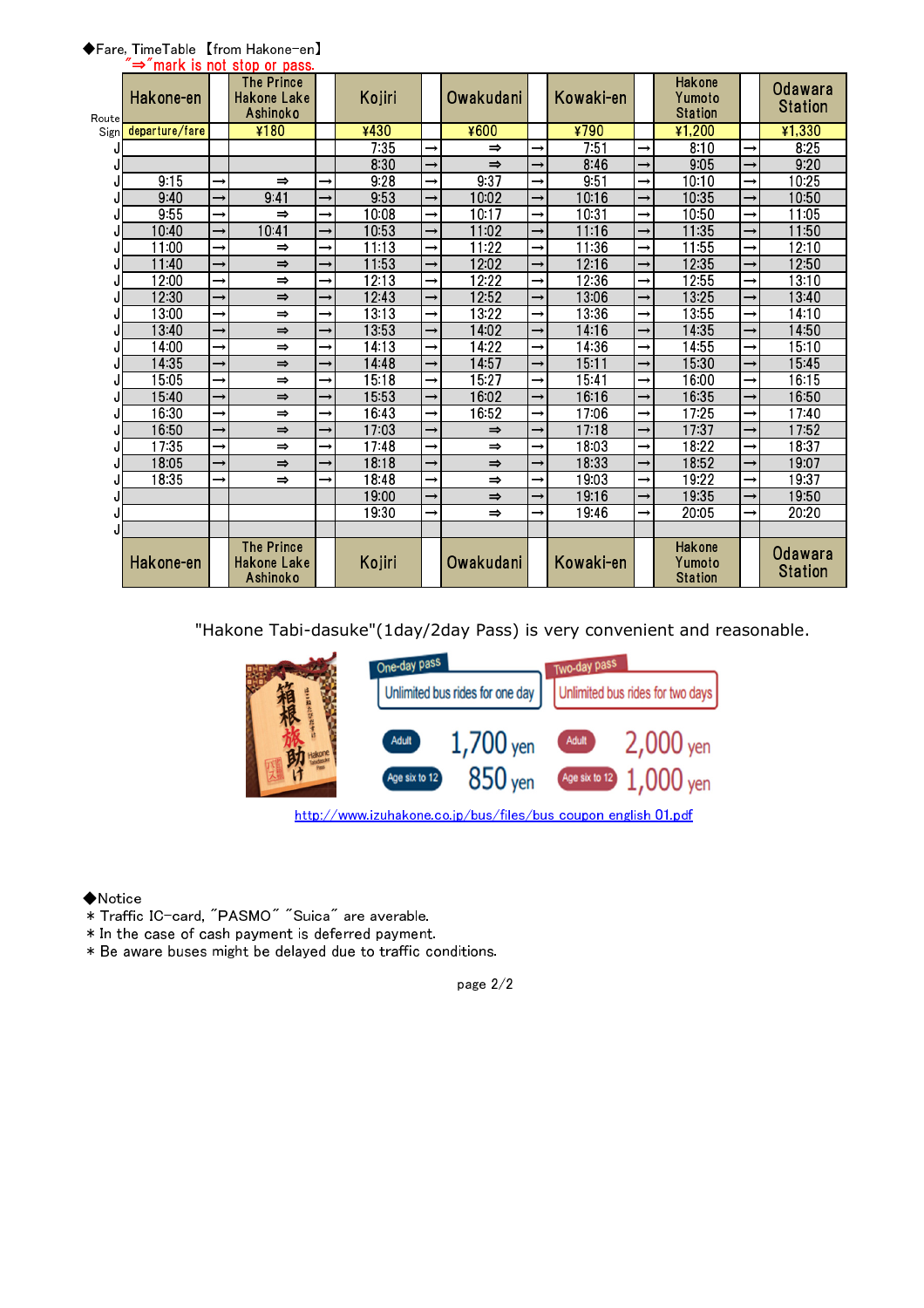◆Fare, TimeTable 【from Hakone-en】

"⇒"mark is not stop or pass.

| Route Sign | Hakone-en | | The Prince Hakone Lake Ashinoko | | Kojiri | | Owakudani | | Kowaki-en | | Hakone Yumoto Station | | Odawara Station |
|---|---|---|---|---|---|---|---|---|---|---|---|---|---|
| | departure/fare | | ¥180 | | ¥430 | | ¥600 | | ¥790 | | ¥1,200 | | ¥1,330 |
| J | | | | | 7:35 | → | ⇒ | → | 7:51 | → | 8:10 | → | 8:25 |
| J | | | | | 8:30 | → | ⇒ | → | 8:46 | → | 9:05 | → | 9:20 |
| J | 9:15 | → | ⇒ | → | 9:28 | → | 9:37 | → | 9:51 | → | 10:10 | → | 10:25 |
| J | 9:40 | → | 9:41 | → | 9:53 | → | 10:02 | → | 10:16 | → | 10:35 | → | 10:50 |
| J | 9:55 | → | ⇒ | → | 10:08 | → | 10:17 | → | 10:31 | → | 10:50 | → | 11:05 |
| J | 10:40 | → | 10:41 | → | 10:53 | → | 11:02 | → | 11:16 | → | 11:35 | → | 11:50 |
| J | 11:00 | → | ⇒ | → | 11:13 | → | 11:22 | → | 11:36 | → | 11:55 | → | 12:10 |
| J | 11:40 | → | ⇒ | → | 11:53 | → | 12:02 | → | 12:16 | → | 12:35 | → | 12:50 |
| J | 12:00 | → | ⇒ | → | 12:13 | → | 12:22 | → | 12:36 | → | 12:55 | → | 13:10 |
| J | 12:30 | → | ⇒ | → | 12:43 | → | 12:52 | → | 13:06 | → | 13:25 | → | 13:40 |
| J | 13:00 | → | ⇒ | → | 13:13 | → | 13:22 | → | 13:36 | → | 13:55 | → | 14:10 |
| J | 13:40 | → | ⇒ | → | 13:53 | → | 14:02 | → | 14:16 | → | 14:35 | → | 14:50 |
| J | 14:00 | → | ⇒ | → | 14:13 | → | 14:22 | → | 14:36 | → | 14:55 | → | 15:10 |
| J | 14:35 | → | ⇒ | → | 14:48 | → | 14:57 | → | 15:11 | → | 15:30 | → | 15:45 |
| J | 15:05 | → | ⇒ | → | 15:18 | → | 15:27 | → | 15:41 | → | 16:00 | → | 16:15 |
| J | 15:40 | → | ⇒ | → | 15:53 | → | 16:02 | → | 16:16 | → | 16:35 | → | 16:50 |
| J | 16:30 | → | ⇒ | → | 16:43 | → | 16:52 | → | 17:06 | → | 17:25 | → | 17:40 |
| J | 16:50 | → | ⇒ | → | 17:03 | → | ⇒ | → | 17:18 | → | 17:37 | → | 17:52 |
| J | 17:35 | → | ⇒ | → | 17:48 | → | ⇒ | → | 18:03 | → | 18:22 | → | 18:37 |
| J | 18:05 | → | ⇒ | → | 18:18 | → | ⇒ | → | 18:33 | → | 18:52 | → | 19:07 |
| J | 18:35 | → | ⇒ | → | 18:48 | → | ⇒ | → | 19:03 | → | 19:22 | → | 19:37 |
| J | | | | | 19:00 | → | ⇒ | → | 19:16 | → | 19:35 | → | 19:50 |
| J | | | | | 19:30 | → | ⇒ | → | 19:46 | → | 20:05 | → | 20:20 |
| J | | | | | | | | | | | | | |
| | Hakone-en | | The Prince Hakone Lake Ashinoko | | Kojiri | | Owakudani | | Kowaki-en | | Hakone Yumoto Station | | Odawara Station |

"Hakone Tabi-dasuke"(1day/2day Pass) is very convenient and reasonable.

One-day pass — Unlimited bus rides for one day
- Adult 1,700 yen
- Age six to 12 850 yen

Two-day pass — Unlimited bus rides for two days
- Adult 2,000 yen
- Age six to 12 1,000 yen

http://www.izuhakone.co.jp/bus/files/bus_coupon_english_01.pdf

◆Notice

* Traffic IC-card, "PASMO" "Suica" are averable.
* In the case of cash payment is deferred payment.
* Be aware buses might be delayed due to traffic conditions.